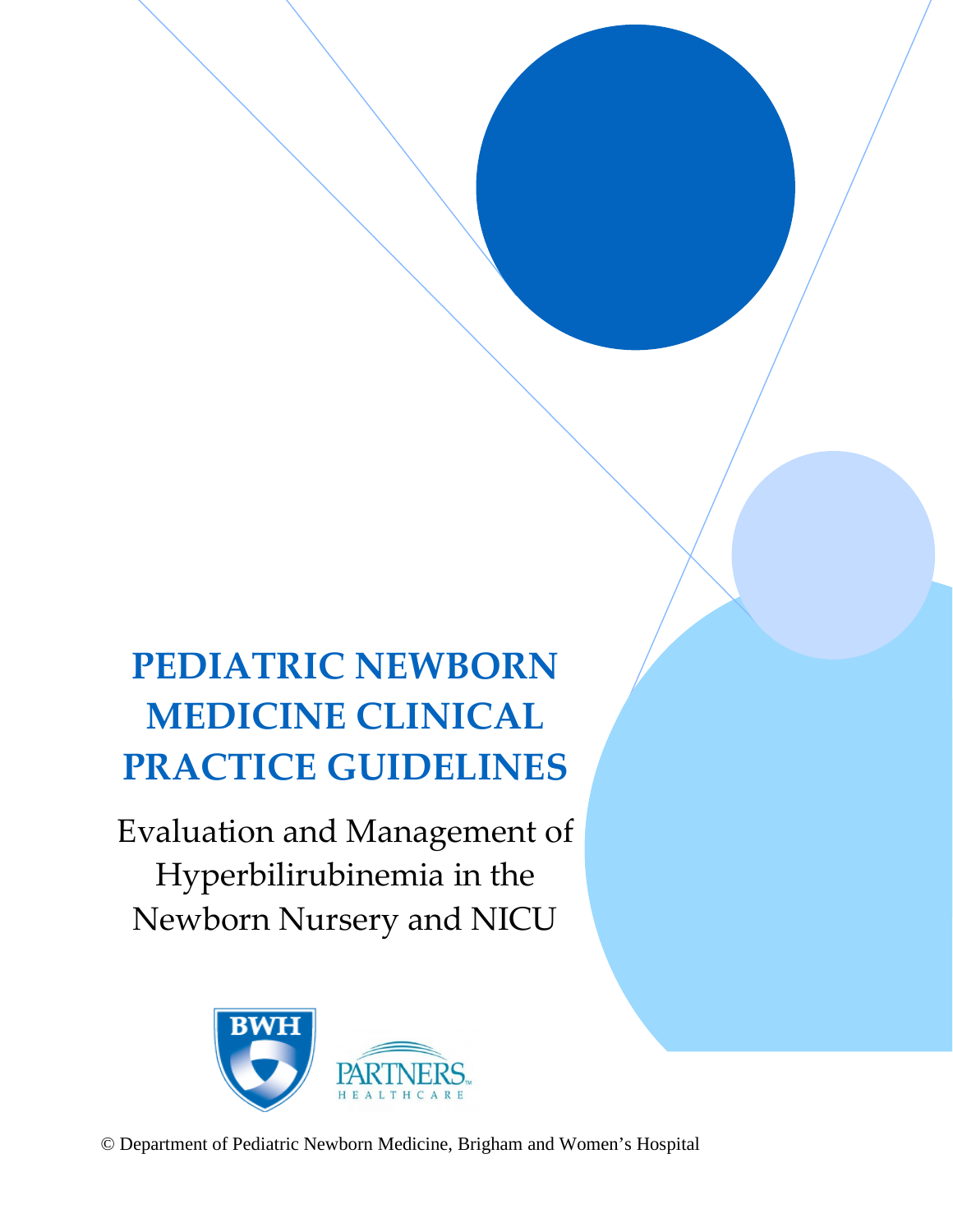# PEDIATRIC NEWBORN MEDICINE CLINICAL PRACTICE GUIDELINES

## Evaluation and Management of Hyperbilirubinemia in the Newborn Nursery and NICU

BWH

PARTNERS HEALTHCARE

© Department of Pediatric Newborn Medicine, Brigham and Women's Hospital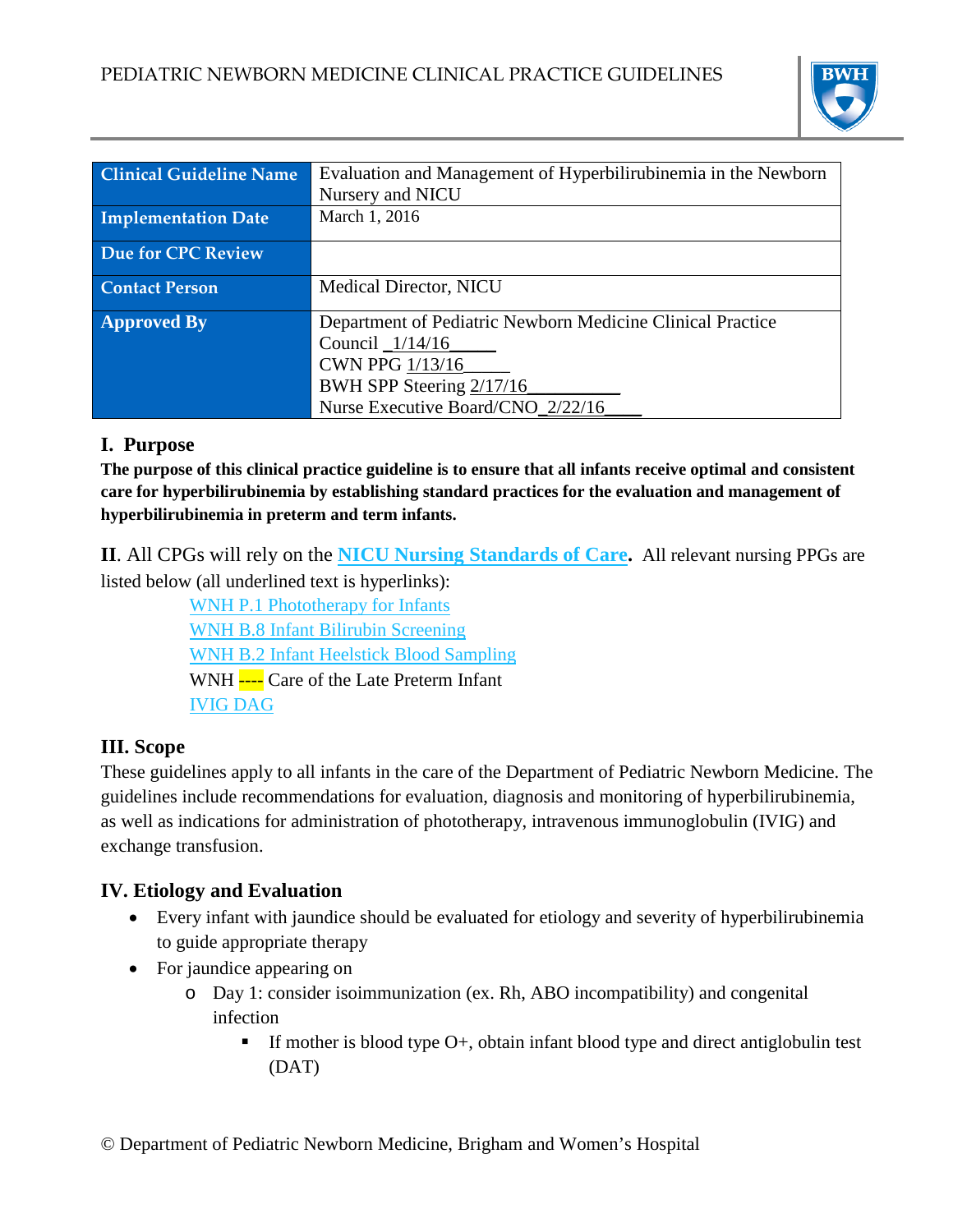| Clinical Guideline Name | Evaluation and Management of Hyperbilirubinemia in the Newborn Nursery and NICU |
| --- | --- |
| Implementation Date | March 1, 2016 |
| Due for CPC Review | |
| Contact Person | Medical Director, NICU |
| Approved By | Department of Pediatric Newborn Medicine Clinical Practice Council _1/14/16_____<br>CWN PPG 1/13/16_____<br>BWH SPP Steering 2/17/16__________<br>Nurse Executive Board/CNO_2/22/16____ |

## I. Purpose

**The purpose of this clinical practice guideline is to ensure that all infants receive optimal and consistent care for hyperbilirubinemia by establishing standard practices for the evaluation and management of hyperbilirubinemia in preterm and term infants.**

**II**. All CPGs will rely on the **NICU Nursing Standards of Care**. All relevant nursing PPGs are listed below (all underlined text is hyperlinks):

- WNH P.1 Phototherapy for Infants
- WNH B.8 Infant Bilirubin Screening
- WNH B.2 Infant Heelstick Blood Sampling
- WNH ---- Care of the Late Preterm Infant
- IVIG DAG

## III. Scope

These guidelines apply to all infants in the care of the Department of Pediatric Newborn Medicine. The guidelines include recommendations for evaluation, diagnosis and monitoring of hyperbilirubinemia, as well as indications for administration of phototherapy, intravenous immunoglobulin (IVIG) and exchange transfusion.

## IV. Etiology and Evaluation

- Every infant with jaundice should be evaluated for etiology and severity of hyperbilirubinemia to guide appropriate therapy
- For jaundice appearing on
  - Day 1: consider isoimmunization (ex. Rh, ABO incompatibility) and congenital infection
    - If mother is blood type O+, obtain infant blood type and direct antiglobulin test (DAT)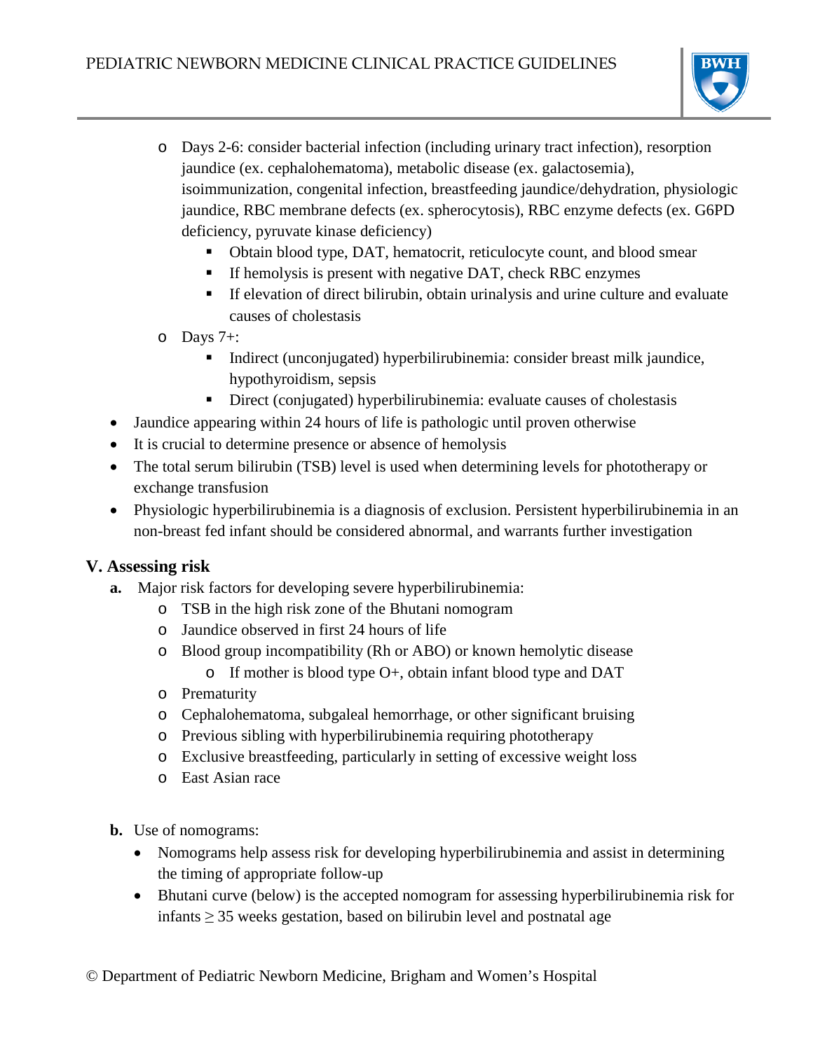- Days 2-6: consider bacterial infection (including urinary tract infection), resorption jaundice (ex. cephalohematoma), metabolic disease (ex. galactosemia), isoimmunization, congenital infection, breastfeeding jaundice/dehydration, physiologic jaundice, RBC membrane defects (ex. spherocytosis), RBC enzyme defects (ex. G6PD deficiency, pyruvate kinase deficiency)
  - Obtain blood type, DAT, hematocrit, reticulocyte count, and blood smear
  - If hemolysis is present with negative DAT, check RBC enzymes
  - If elevation of direct bilirubin, obtain urinalysis and urine culture and evaluate causes of cholestasis
- Days 7+:
  - Indirect (unconjugated) hyperbilirubinemia: consider breast milk jaundice, hypothyroidism, sepsis
  - Direct (conjugated) hyperbilirubinemia: evaluate causes of cholestasis

- Jaundice appearing within 24 hours of life is pathologic until proven otherwise
- It is crucial to determine presence or absence of hemolysis
- The total serum bilirubin (TSB) level is used when determining levels for phototherapy or exchange transfusion
- Physiologic hyperbilirubinemia is a diagnosis of exclusion. Persistent hyperbilirubinemia in an non-breast fed infant should be considered abnormal, and warrants further investigation

## V. Assessing risk

**a.** Major risk factors for developing severe hyperbilirubinemia:

- TSB in the high risk zone of the Bhutani nomogram
- Jaundice observed in first 24 hours of life
- Blood group incompatibility (Rh or ABO) or known hemolytic disease
  - If mother is blood type O+, obtain infant blood type and DAT
- Prematurity
- Cephalohematoma, subgaleal hemorrhage, or other significant bruising
- Previous sibling with hyperbilirubinemia requiring phototherapy
- Exclusive breastfeeding, particularly in setting of excessive weight loss
- East Asian race

**b.** Use of nomograms:

- Nomograms help assess risk for developing hyperbilirubinemia and assist in determining the timing of appropriate follow-up
- Bhutani curve (below) is the accepted nomogram for assessing hyperbilirubinemia risk for infants $\geq$ 35 weeks gestation, based on bilirubin level and postnatal age

© Department of Pediatric Newborn Medicine, Brigham and Women's Hospital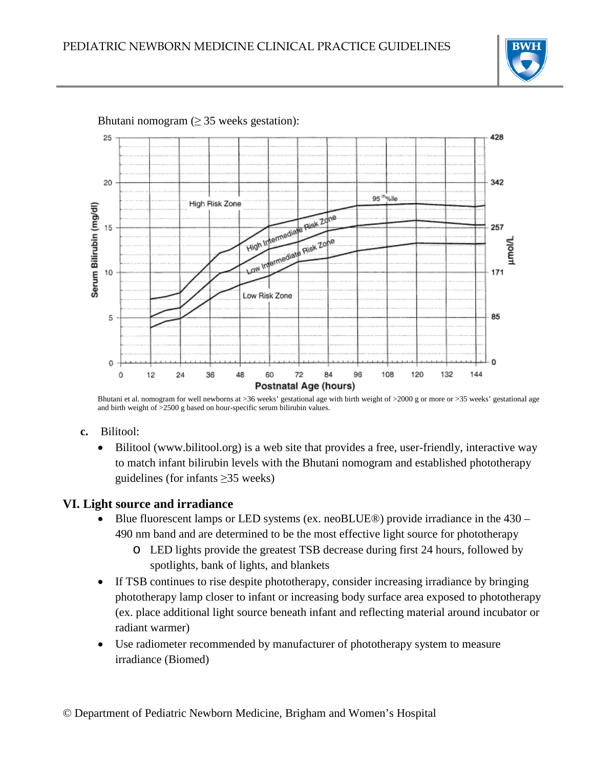Bhutani nomogram (≥ 35 weeks gestation):

Bhutani et al. nomogram for well newborns at >36 weeks' gestational age with birth weight of >2000 g or more or >35 weeks' gestational age and birth weight of >2500 g based on hour-specific serum bilirubin values.

**c.** Bilitool:

- Bilitool (www.bilitool.org) is a web site that provides a free, user-friendly, interactive way to match infant bilirubin levels with the Bhutani nomogram and established phototherapy guidelines (for infants ≥35 weeks)

## VI. Light source and irradiance

- Blue fluorescent lamps or LED systems (ex. neoBLUE®) provide irradiance in the 430 – 490 nm band and are determined to be the most effective light source for phototherapy
  - LED lights provide the greatest TSB decrease during first 24 hours, followed by spotlights, bank of lights, and blankets
- If TSB continues to rise despite phototherapy, consider increasing irradiance by bringing phototherapy lamp closer to infant or increasing body surface area exposed to phototherapy (ex. place additional light source beneath infant and reflecting material around incubator or radiant warmer)
- Use radiometer recommended by manufacturer of phototherapy system to measure irradiance (Biomed)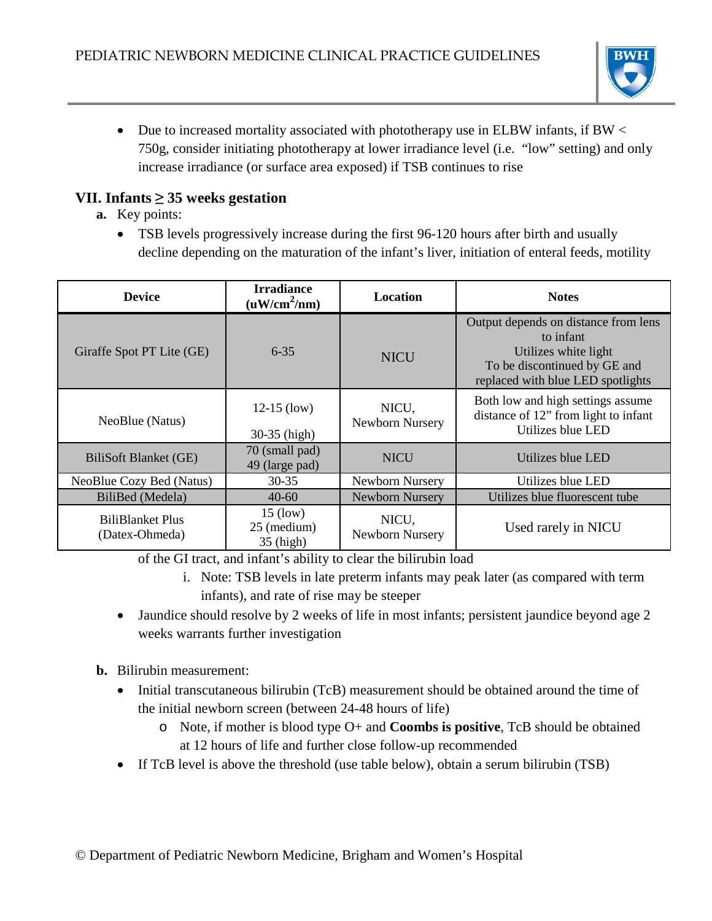- Due to increased mortality associated with phototherapy use in ELBW infants, if BW < 750g, consider initiating phototherapy at lower irradiance level (i.e. "low" setting) and only increase irradiance (or surface area exposed) if TSB continues to rise

## VII. Infants ≥ 35 weeks gestation

**a.** Key points:

- TSB levels progressively increase during the first 96-120 hours after birth and usually decline depending on the maturation of the infant's liver, initiation of enteral feeds, motility of the GI tract, and infant's ability to clear the bilirubin load
  - i. Note: TSB levels in late preterm infants may peak later (as compared with term infants), and rate of rise may be steeper
- Jaundice should resolve by 2 weeks of life in most infants; persistent jaundice beyond age 2 weeks warrants further investigation

| Device | Irradiance ($uW/cm^2/nm$) | Location | Notes |
|---|---|---|---|
| Giraffe Spot PT Lite (GE) | 6-35 | NICU | Output depends on distance from lens to infant<br>Utilizes white light<br>To be discontinued by GE and replaced with blue LED spotlights |
| NeoBlue (Natus) | 12-15 (low)<br>30-35 (high) | NICU, Newborn Nursery | Both low and high settings assume distance of 12" from light to infant<br>Utilizes blue LED |
| BiliSoft Blanket (GE) | 70 (small pad)<br>49 (large pad) | NICU | Utilizes blue LED |
| NeoBlue Cozy Bed (Natus) | 30-35 | Newborn Nursery | Utilizes blue LED |
| BiliBed (Medela) | 40-60 | Newborn Nursery | Utilizes blue fluorescent tube |
| BiliBlanket Plus (Datex-Ohmeda) | 15 (low)<br>25 (medium)<br>35 (high) | NICU, Newborn Nursery | Used rarely in NICU |

**b.** Bilirubin measurement:

- Initial transcutaneous bilirubin (TcB) measurement should be obtained around the time of the initial newborn screen (between 24-48 hours of life)
  - Note, if mother is blood type O+ and **Coombs is positive**, TcB should be obtained at 12 hours of life and further close follow-up recommended
- If TcB level is above the threshold (use table below), obtain a serum bilirubin (TSB)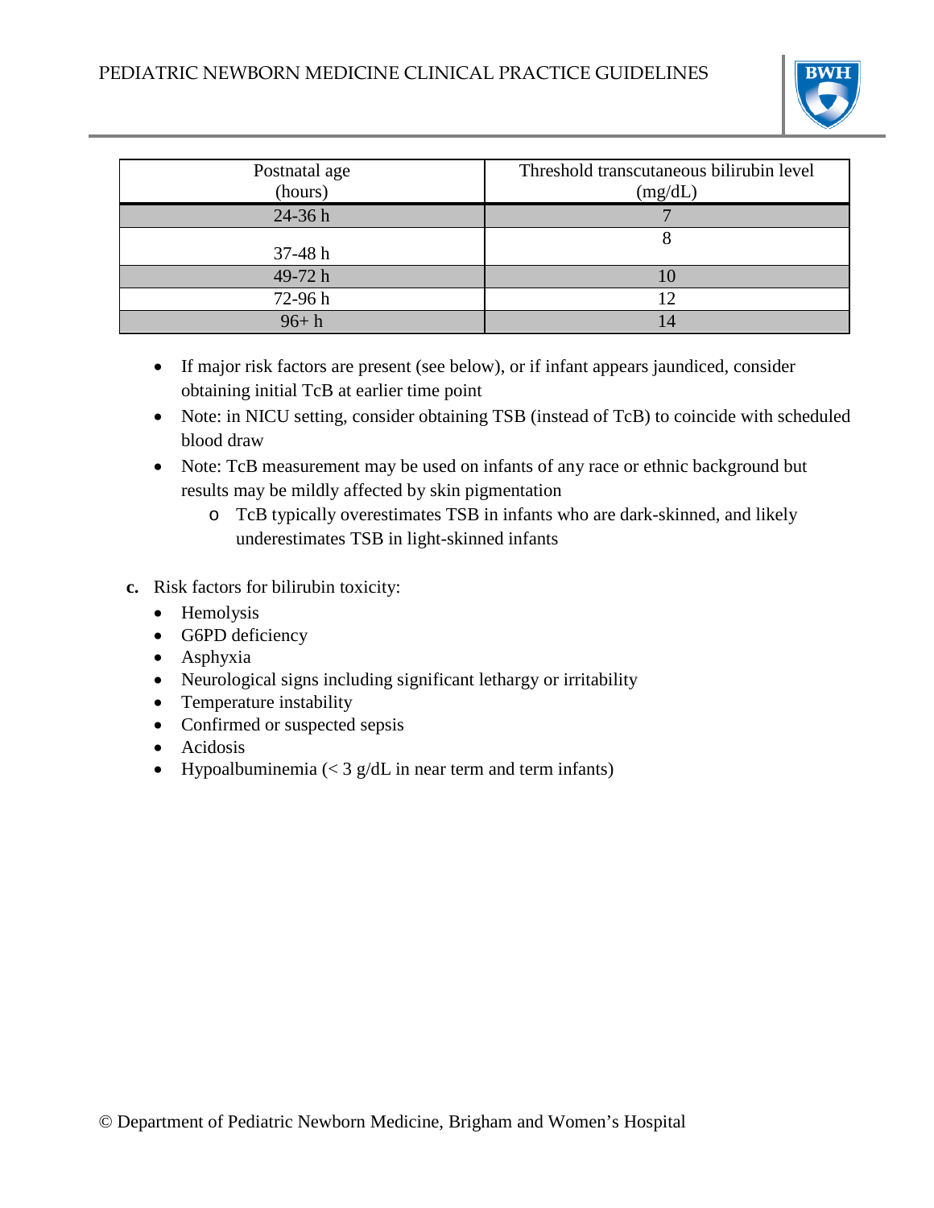| Postnatal age (hours) | Threshold transcutaneous bilirubin level (mg/dL) |
| --- | --- |
| 24-36 h | 7 |
| 37-48 h | 8 |
| 49-72 h | 10 |
| 72-96 h | 12 |
| 96+ h | 14 |

- If major risk factors are present (see below), or if infant appears jaundiced, consider obtaining initial TcB at earlier time point
- Note: in NICU setting, consider obtaining TSB (instead of TcB) to coincide with scheduled blood draw
- Note: TcB measurement may be used on infants of any race or ethnic background but results may be mildly affected by skin pigmentation
    - TcB typically overestimates TSB in infants who are dark-skinned, and likely underestimates TSB in light-skinned infants

**c.** Risk factors for bilirubin toxicity:

- Hemolysis
- G6PD deficiency
- Asphyxia
- Neurological signs including significant lethargy or irritability
- Temperature instability
- Confirmed or suspected sepsis
- Acidosis
- Hypoalbuminemia (< 3 g/dL in near term and term infants)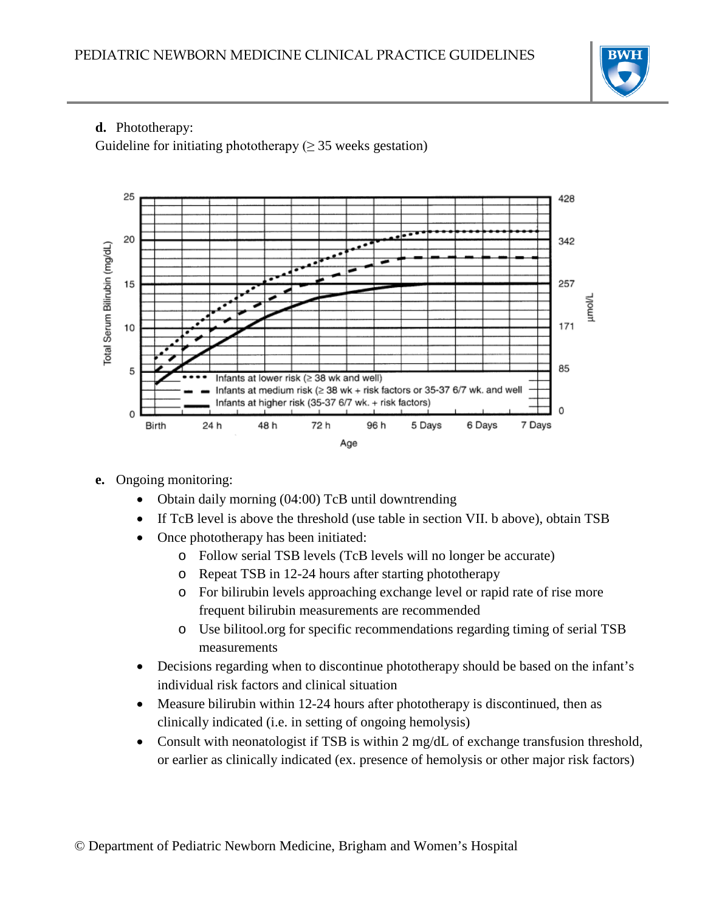**d.** Phototherapy:

Guideline for initiating phototherapy (≥ 35 weeks gestation)

**e.** Ongoing monitoring:

- Obtain daily morning (04:00) TcB until downtrending
- If TcB level is above the threshold (use table in section VII. b above), obtain TSB
- Once phototherapy has been initiated:
  - Follow serial TSB levels (TcB levels will no longer be accurate)
  - Repeat TSB in 12-24 hours after starting phototherapy
  - For bilirubin levels approaching exchange level or rapid rate of rise more frequent bilirubin measurements are recommended
  - Use bilitool.org for specific recommendations regarding timing of serial TSB measurements
- Decisions regarding when to discontinue phototherapy should be based on the infant's individual risk factors and clinical situation
- Measure bilirubin within 12-24 hours after phototherapy is discontinued, then as clinically indicated (i.e. in setting of ongoing hemolysis)
- Consult with neonatologist if TSB is within 2 mg/dL of exchange transfusion threshold, or earlier as clinically indicated (ex. presence of hemolysis or other major risk factors)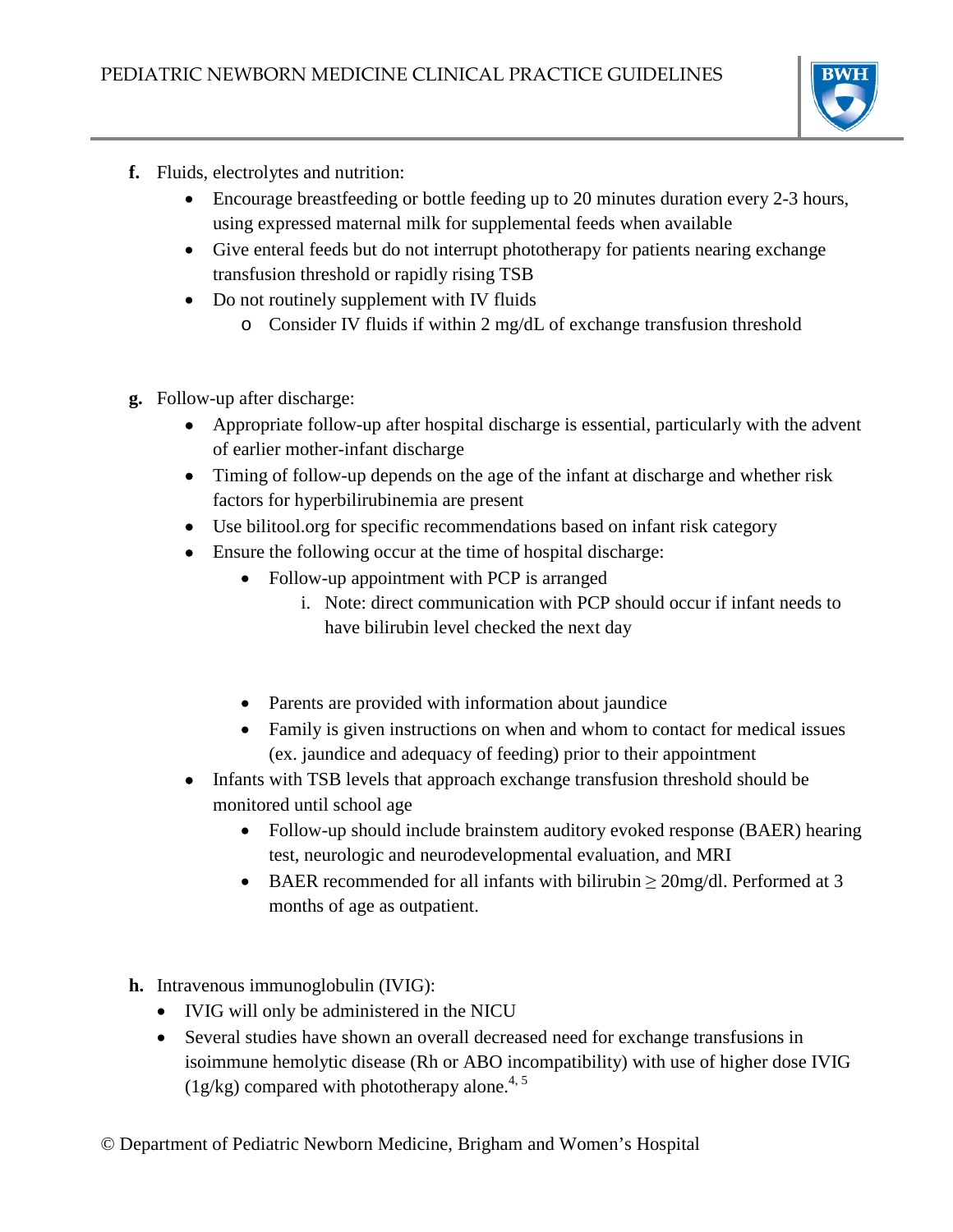**f.** Fluids, electrolytes and nutrition:

- Encourage breastfeeding or bottle feeding up to 20 minutes duration every 2-3 hours, using expressed maternal milk for supplemental feeds when available
- Give enteral feeds but do not interrupt phototherapy for patients nearing exchange transfusion threshold or rapidly rising TSB
- Do not routinely supplement with IV fluids
  - Consider IV fluids if within 2 mg/dL of exchange transfusion threshold

**g.** Follow-up after discharge:

- Appropriate follow-up after hospital discharge is essential, particularly with the advent of earlier mother-infant discharge
- Timing of follow-up depends on the age of the infant at discharge and whether risk factors for hyperbilirubinemia are present
- Use bilitool.org for specific recommendations based on infant risk category
- Ensure the following occur at the time of hospital discharge:
  - Follow-up appointment with PCP is arranged
    1. Note: direct communication with PCP should occur if infant needs to have bilirubin level checked the next day
  - Parents are provided with information about jaundice
  - Family is given instructions on when and whom to contact for medical issues (ex. jaundice and adequacy of feeding) prior to their appointment
- Infants with TSB levels that approach exchange transfusion threshold should be monitored until school age
  - Follow-up should include brainstem auditory evoked response (BAER) hearing test, neurologic and neurodevelopmental evaluation, and MRI
  - BAER recommended for all infants with bilirubin ≥ 20mg/dl. Performed at 3 months of age as outpatient.

**h.** Intravenous immunoglobulin (IVIG):

- IVIG will only be administered in the NICU
- Several studies have shown an overall decreased need for exchange transfusions in isoimmune hemolytic disease (Rh or ABO incompatibility) with use of higher dose IVIG (1g/kg) compared with phototherapy alone.[4, 5]

© Department of Pediatric Newborn Medicine, Brigham and Women's Hospital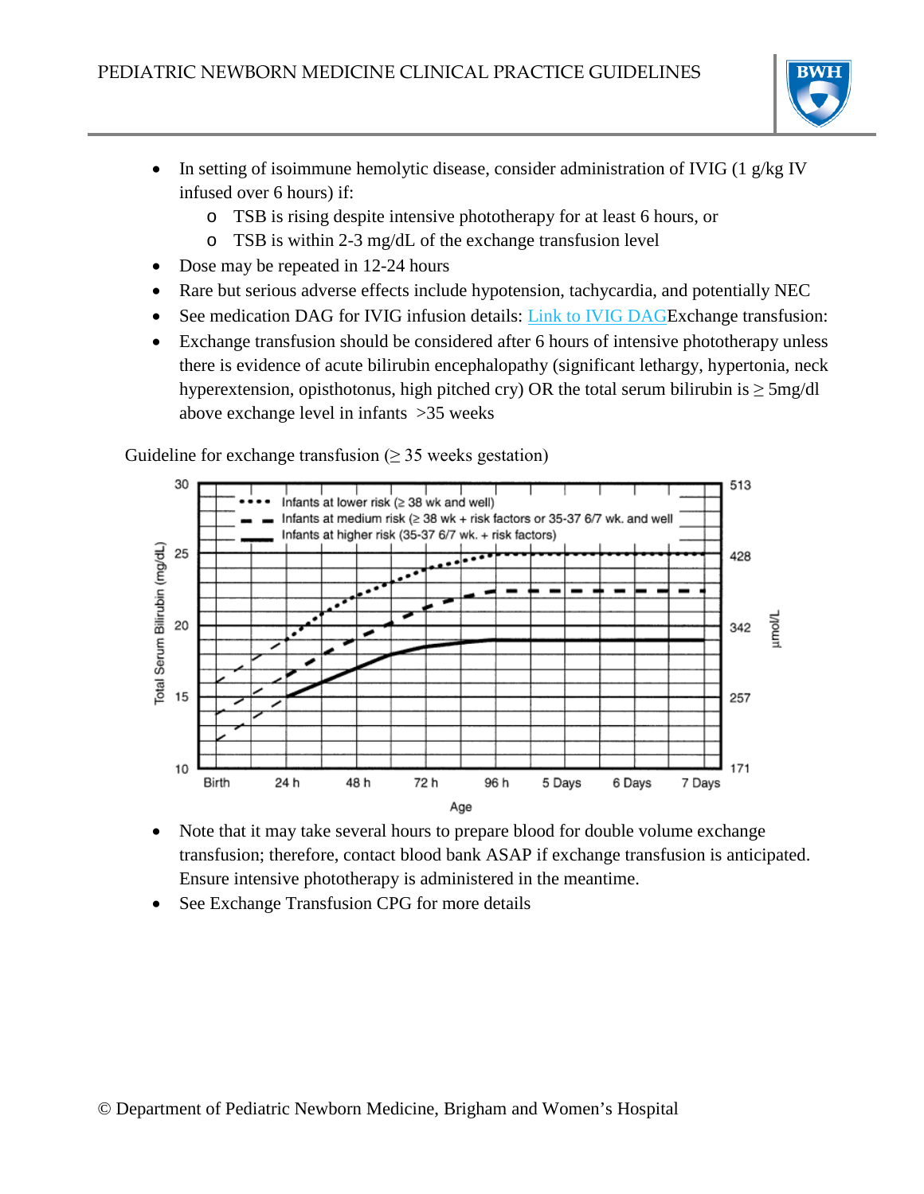- In setting of isoimmune hemolytic disease, consider administration of IVIG (1 g/kg IV infused over 6 hours) if:
    - TSB is rising despite intensive phototherapy for at least 6 hours, or
    - TSB is within 2-3 mg/dL of the exchange transfusion level
- Dose may be repeated in 12-24 hours
- Rare but serious adverse effects include hypotension, tachycardia, and potentially NEC
- See medication DAG for IVIG infusion details: Link to IVIG DAGExchange transfusion:
- Exchange transfusion should be considered after 6 hours of intensive phototherapy unless there is evidence of acute bilirubin encephalopathy (significant lethargy, hypertonia, neck hyperextension, opisthotonus, high pitched cry) OR the total serum bilirubin is ≥ 5mg/dl above exchange level in infants >35 weeks

Guideline for exchange transfusion (≥ 35 weeks gestation)

- Note that it may take several hours to prepare blood for double volume exchange transfusion; therefore, contact blood bank ASAP if exchange transfusion is anticipated. Ensure intensive phototherapy is administered in the meantime.
- See Exchange Transfusion CPG for more details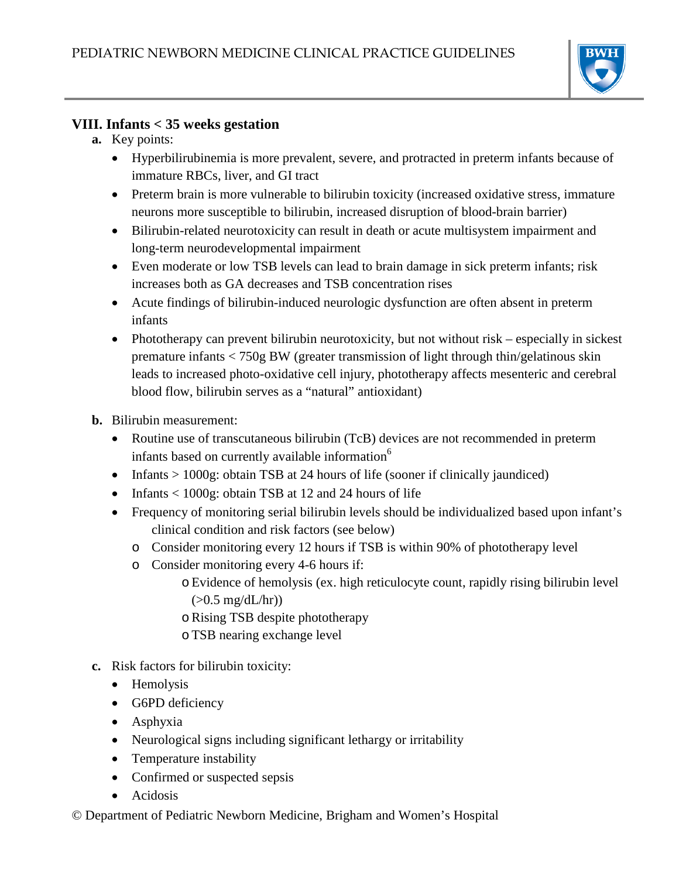## VIII. Infants < 35 weeks gestation

**a.** Key points:

- Hyperbilirubinemia is more prevalent, severe, and protracted in preterm infants because of immature RBCs, liver, and GI tract
- Preterm brain is more vulnerable to bilirubin toxicity (increased oxidative stress, immature neurons more susceptible to bilirubin, increased disruption of blood-brain barrier)
- Bilirubin-related neurotoxicity can result in death or acute multisystem impairment and long-term neurodevelopmental impairment
- Even moderate or low TSB levels can lead to brain damage in sick preterm infants; risk increases both as GA decreases and TSB concentration rises
- Acute findings of bilirubin-induced neurologic dysfunction are often absent in preterm infants
- Phototherapy can prevent bilirubin neurotoxicity, but not without risk – especially in sickest premature infants < 750g BW (greater transmission of light through thin/gelatinous skin leads to increased photo-oxidative cell injury, phototherapy affects mesenteric and cerebral blood flow, bilirubin serves as a "natural" antioxidant)

**b.** Bilirubin measurement:

- Routine use of transcutaneous bilirubin (TcB) devices are not recommended in preterm infants based on currently available information[6]
- Infants > 1000g: obtain TSB at 24 hours of life (sooner if clinically jaundiced)
- Infants < 1000g: obtain TSB at 12 and 24 hours of life
- Frequency of monitoring serial bilirubin levels should be individualized based upon infant's clinical condition and risk factors (see below)
  - Consider monitoring every 12 hours if TSB is within 90% of phototherapy level
  - Consider monitoring every 4-6 hours if:
    - Evidence of hemolysis (ex. high reticulocyte count, rapidly rising bilirubin level (>0.5 mg/dL/hr))
    - Rising TSB despite phototherapy
    - TSB nearing exchange level

**c.** Risk factors for bilirubin toxicity:

- Hemolysis
- G6PD deficiency
- Asphyxia
- Neurological signs including significant lethargy or irritability
- Temperature instability
- Confirmed or suspected sepsis
- Acidosis

© Department of Pediatric Newborn Medicine, Brigham and Women's Hospital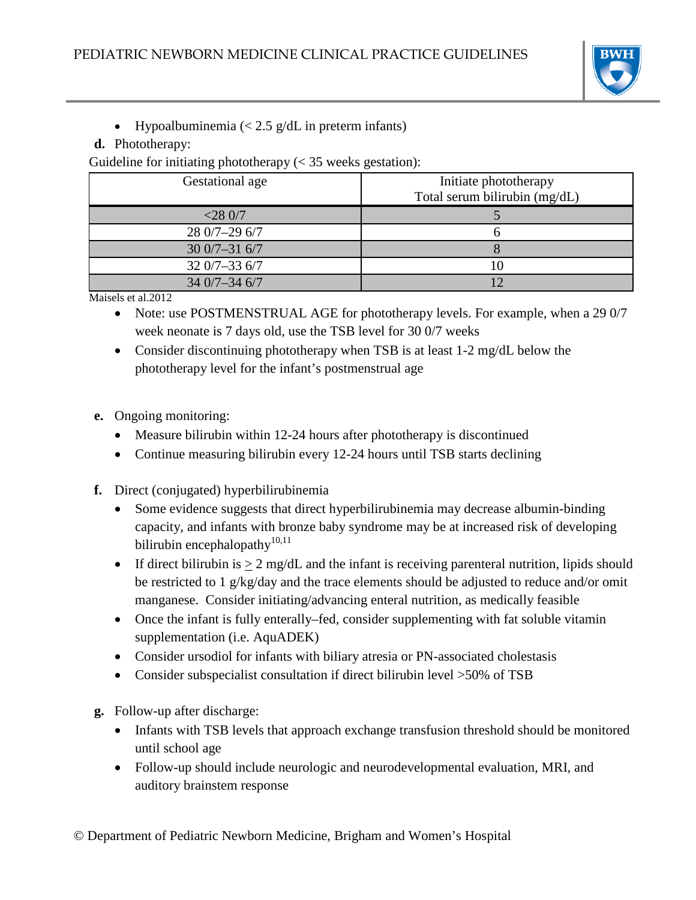- Hypoalbuminemia (< 2.5 g/dL in preterm infants)

**d.** Phototherapy:

Guideline for initiating phototherapy (< 35 weeks gestation):

| Gestational age | Initiate phototherapy Total serum bilirubin (mg/dL) |
|---|---|
| <28 0/7 | 5 |
| 28 0/7–29 6/7 | 6 |
| 30 0/7–31 6/7 | 8 |
| 32 0/7–33 6/7 | 10 |
| 34 0/7–34 6/7 | 12 |

Maisels et al.2012

- Note: use POSTMENSTRUAL AGE for phototherapy levels. For example, when a 29 0/7 week neonate is 7 days old, use the TSB level for 30 0/7 weeks
- Consider discontinuing phototherapy when TSB is at least 1-2 mg/dL below the phototherapy level for the infant's postmenstrual age

**e.** Ongoing monitoring:

- Measure bilirubin within 12-24 hours after phototherapy is discontinued
- Continue measuring bilirubin every 12-24 hours until TSB starts declining

**f.** Direct (conjugated) hyperbilirubinemia

- Some evidence suggests that direct hyperbilirubinemia may decrease albumin-binding capacity, and infants with bronze baby syndrome may be at increased risk of developing bilirubin encephalopathy[10,11]
- If direct bilirubin is $\geq$ 2 mg/dL and the infant is receiving parenteral nutrition, lipids should be restricted to 1 g/kg/day and the trace elements should be adjusted to reduce and/or omit manganese. Consider initiating/advancing enteral nutrition, as medically feasible
- Once the infant is fully enterally–fed, consider supplementing with fat soluble vitamin supplementation (i.e. AquADEK)
- Consider ursodiol for infants with biliary atresia or PN-associated cholestasis
- Consider subspecialist consultation if direct bilirubin level >50% of TSB

**g.** Follow-up after discharge:

- Infants with TSB levels that approach exchange transfusion threshold should be monitored until school age
- Follow-up should include neurologic and neurodevelopmental evaluation, MRI, and auditory brainstem response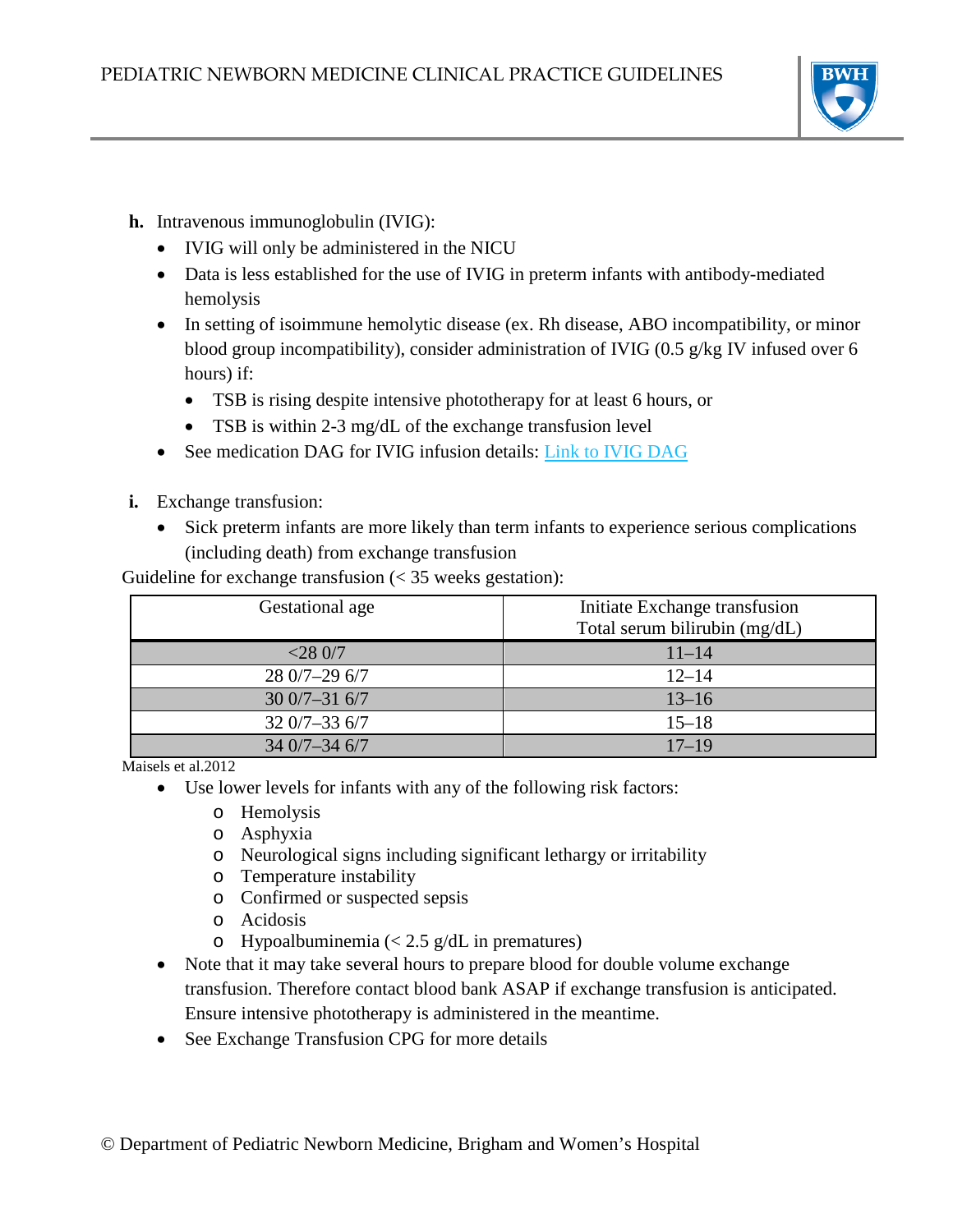**h.** Intravenous immunoglobulin (IVIG):

- IVIG will only be administered in the NICU
- Data is less established for the use of IVIG in preterm infants with antibody-mediated hemolysis
- In setting of isoimmune hemolytic disease (ex. Rh disease, ABO incompatibility, or minor blood group incompatibility), consider administration of IVIG (0.5 g/kg IV infused over 6 hours) if:
  - TSB is rising despite intensive phototherapy for at least 6 hours, or
  - TSB is within 2-3 mg/dL of the exchange transfusion level
- See medication DAG for IVIG infusion details: [Link to IVIG DAG]

**i.** Exchange transfusion:

- Sick preterm infants are more likely than term infants to experience serious complications (including death) from exchange transfusion

Guideline for exchange transfusion (< 35 weeks gestation):

| Gestational age | Initiate Exchange transfusion Total serum bilirubin (mg/dL) |
|---|---|
| <28 0/7 | 11–14 |
| 28 0/7–29 6/7 | 12–14 |
| 30 0/7–31 6/7 | 13–16 |
| 32 0/7–33 6/7 | 15–18 |
| 34 0/7–34 6/7 | 17–19 |

Maisels et al.2012

- Use lower levels for infants with any of the following risk factors:
  - Hemolysis
  - Asphyxia
  - Neurological signs including significant lethargy or irritability
  - Temperature instability
  - Confirmed or suspected sepsis
  - Acidosis
  - Hypoalbuminemia (< 2.5 g/dL in prematures)
- Note that it may take several hours to prepare blood for double volume exchange transfusion. Therefore contact blood bank ASAP if exchange transfusion is anticipated. Ensure intensive phototherapy is administered in the meantime.
- See Exchange Transfusion CPG for more details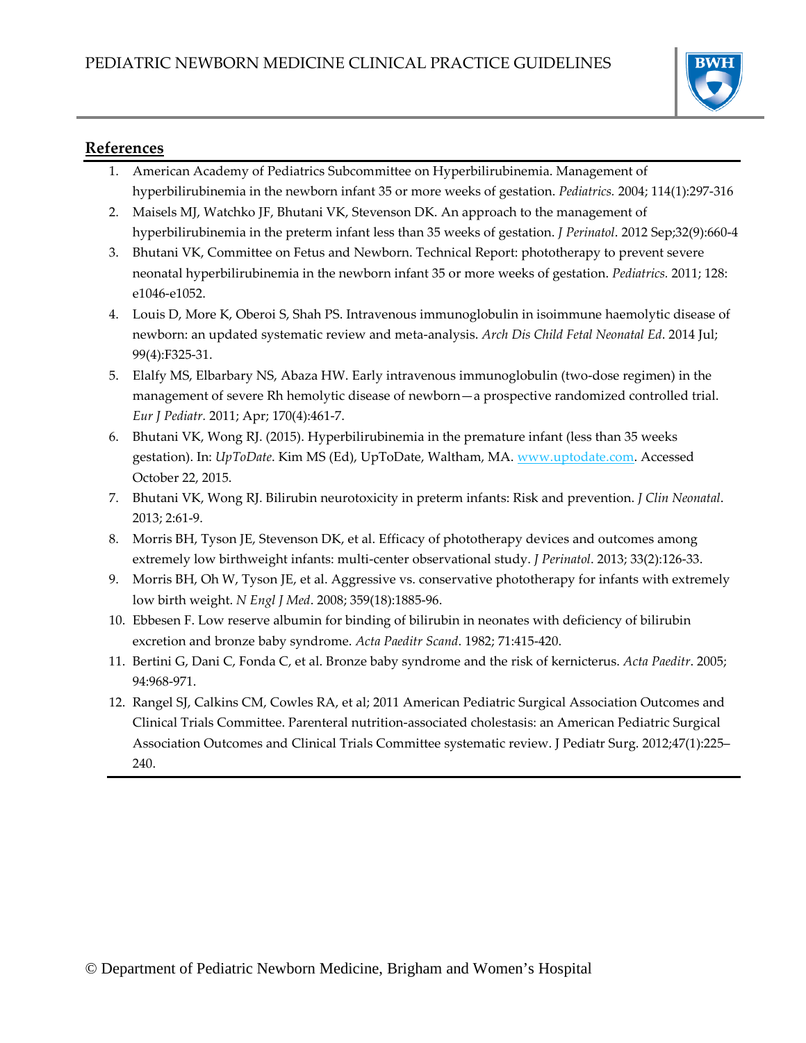## References

1. American Academy of Pediatrics Subcommittee on Hyperbilirubinemia. Management of hyperbilirubinemia in the newborn infant 35 or more weeks of gestation. *Pediatrics.* 2004; 114(1):297-316
2. Maisels MJ, Watchko JF, Bhutani VK, Stevenson DK. An approach to the management of hyperbilirubinemia in the preterm infant less than 35 weeks of gestation. *J Perinatol*. 2012 Sep;32(9):660-4
3. Bhutani VK, Committee on Fetus and Newborn. Technical Report: phototherapy to prevent severe neonatal hyperbilirubinemia in the newborn infant 35 or more weeks of gestation. *Pediatrics.* 2011; 128: e1046-e1052.
4. Louis D, More K, Oberoi S, Shah PS. Intravenous immunoglobulin in isoimmune haemolytic disease of newborn: an updated systematic review and meta-analysis. *Arch Dis Child Fetal Neonatal Ed*. 2014 Jul; 99(4):F325-31.
5. Elalfy MS, Elbarbary NS, Abaza HW. Early intravenous immunoglobulin (two-dose regimen) in the management of severe Rh hemolytic disease of newborn—a prospective randomized controlled trial. *Eur J Pediatr.* 2011; Apr; 170(4):461-7.
6. Bhutani VK, Wong RJ. (2015). Hyperbilirubinemia in the premature infant (less than 35 weeks gestation). In: *UpToDate*. Kim MS (Ed), UpToDate, Waltham, MA. www.uptodate.com. Accessed October 22, 2015.
7. Bhutani VK, Wong RJ. Bilirubin neurotoxicity in preterm infants: Risk and prevention. *J Clin Neonatal*. 2013; 2:61-9.
8. Morris BH, Tyson JE, Stevenson DK, et al. Efficacy of phototherapy devices and outcomes among extremely low birthweight infants: multi-center observational study. *J Perinatol*. 2013; 33(2):126-33.
9. Morris BH, Oh W, Tyson JE, et al. Aggressive vs. conservative phototherapy for infants with extremely low birth weight. *N Engl J Med*. 2008; 359(18):1885-96.
10. Ebbesen F. Low reserve albumin for binding of bilirubin in neonates with deficiency of bilirubin excretion and bronze baby syndrome. *Acta Paeditr Scand*. 1982; 71:415-420.
11. Bertini G, Dani C, Fonda C, et al. Bronze baby syndrome and the risk of kernicterus. *Acta Paeditr*. 2005; 94:968-971.
12. Rangel SJ, Calkins CM, Cowles RA, et al; 2011 American Pediatric Surgical Association Outcomes and Clinical Trials Committee. Parenteral nutrition-associated cholestasis: an American Pediatric Surgical Association Outcomes and Clinical Trials Committee systematic review. J Pediatr Surg. 2012;47(1):225–240.